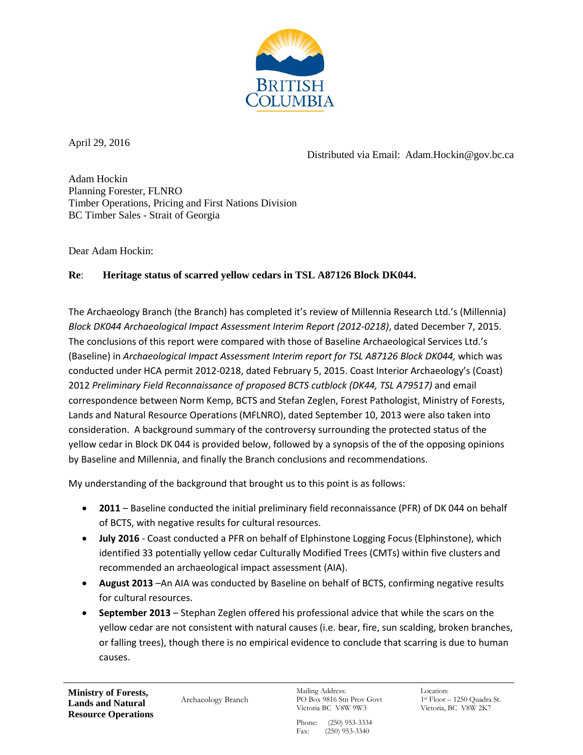April 29, 2016

Distributed via Email: Adam.Hockin@gov.bc.ca

Adam Hockin
Planning Forester, FLNRO
Timber Operations, Pricing and First Nations Division
BC Timber Sales - Strait of Georgia

Dear Adam Hockin:

**Re**: **Heritage status of scarred yellow cedars in TSL A87126 Block DK044.**

The Archaeology Branch (the Branch) has completed it's review of Millennia Research Ltd.'s (Millennia) *Block DK044 Archaeological Impact Assessment Interim Report (2012-0218)*, dated December 7, 2015. The conclusions of this report were compared with those of Baseline Archaeological Services Ltd.'s (Baseline) in *Archaeological Impact Assessment Interim report for TSL A87126 Block DK044,* which was conducted under HCA permit 2012-0218, dated February 5, 2015. Coast Interior Archaeology's (Coast) 2012 *Preliminary Field Reconnaissance of proposed BCTS cutblock (DK44, TSL A79517)* and email correspondence between Norm Kemp, BCTS and Stefan Zeglen, Forest Pathologist, Ministry of Forests, Lands and Natural Resource Operations (MFLNRO), dated September 10, 2013 were also taken into consideration. A background summary of the controversy surrounding the protected status of the yellow cedar in Block DK 044 is provided below, followed by a synopsis of the of the opposing opinions by Baseline and Millennia, and finally the Branch conclusions and recommendations.

My understanding of the background that brought us to this point is as follows:

- **2011** – Baseline conducted the initial preliminary field reconnaissance (PFR) of DK 044 on behalf of BCTS, with negative results for cultural resources.
- **July 2016** - Coast conducted a PFR on behalf of Elphinstone Logging Focus (Elphinstone), which identified 33 potentially yellow cedar Culturally Modified Trees (CMTs) within five clusters and recommended an archaeological impact assessment (AIA).
- **August 2013** –An AIA was conducted by Baseline on behalf of BCTS, confirming negative results for cultural resources.
- **September 2013** – Stephan Zeglen offered his professional advice that while the scars on the yellow cedar are not consistent with natural causes (i.e. bear, fire, sun scalding, broken branches, or falling trees), though there is no empirical evidence to conclude that scarring is due to human causes.

**Ministry of Forests, Lands and Natural Resource Operations** | Archaeology Branch | Mailing Address: PO Box 9816 Stn Prov Govt, Victoria BC V8W 9W3 | Location: 1st Floor – 1250 Quadra St. Victoria, BC V8W 2K7

Phone: (250) 953-3334
Fax: (250) 953-3340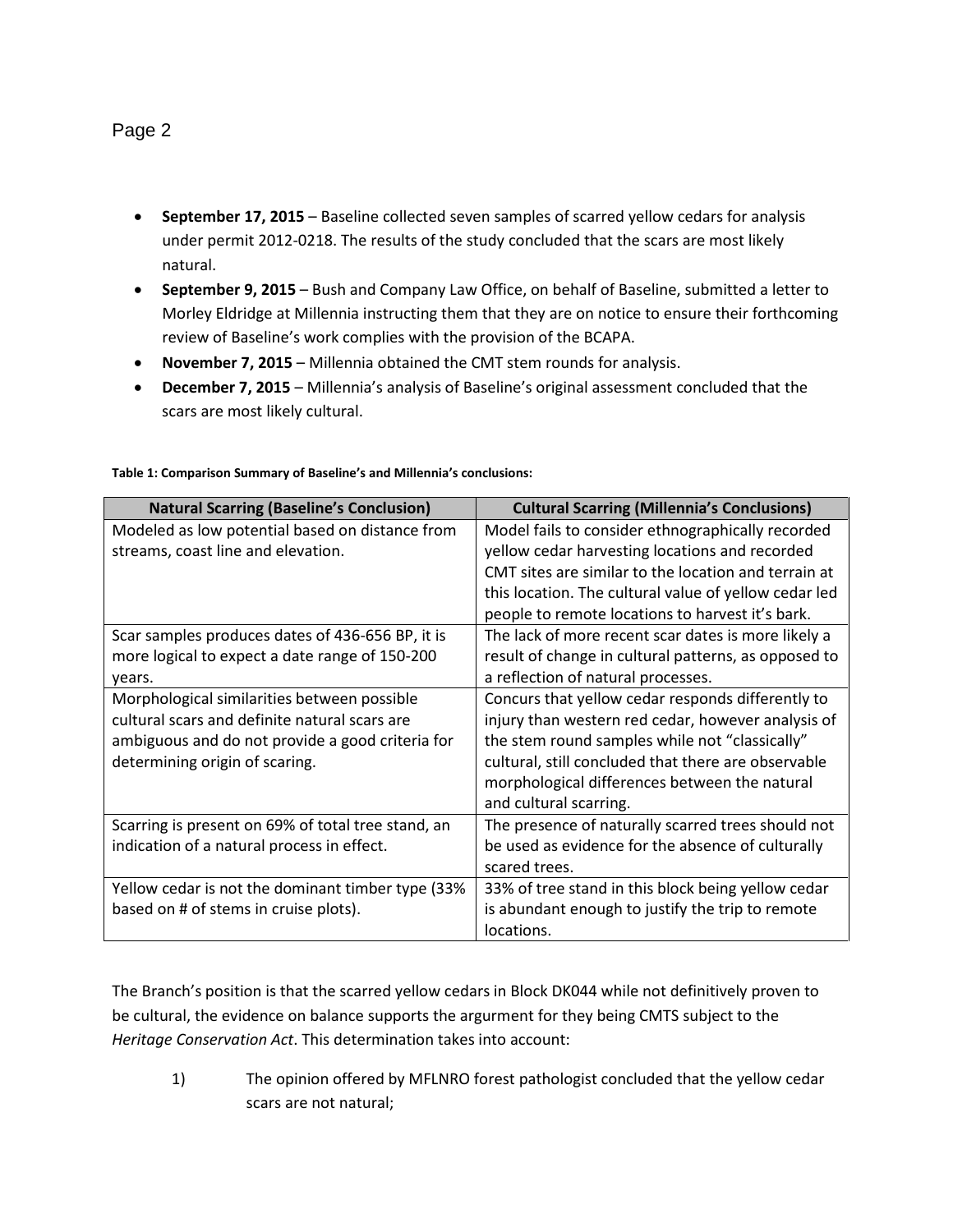- **September 17, 2015** – Baseline collected seven samples of scarred yellow cedars for analysis under permit 2012-0218. The results of the study concluded that the scars are most likely natural.
- **September 9, 2015** – Bush and Company Law Office, on behalf of Baseline, submitted a letter to Morley Eldridge at Millennia instructing them that they are on notice to ensure their forthcoming review of Baseline's work complies with the provision of the BCAPA.
- **November 7, 2015** – Millennia obtained the CMT stem rounds for analysis.
- **December 7, 2015** – Millennia's analysis of Baseline's original assessment concluded that the scars are most likely cultural.

**Table 1: Comparison Summary of Baseline's and Millennia's conclusions:**

| Natural Scarring (Baseline's Conclusion) | Cultural Scarring (Millennia's Conclusions) |
|---|---|
| Modeled as low potential based on distance from streams, coast line and elevation. | Model fails to consider ethnographically recorded yellow cedar harvesting locations and recorded CMT sites are similar to the location and terrain at this location. The cultural value of yellow cedar led people to remote locations to harvest it's bark. |
| Scar samples produces dates of 436-656 BP, it is more logical to expect a date range of 150-200 years. | The lack of more recent scar dates is more likely a result of change in cultural patterns, as opposed to a reflection of natural processes. |
| Morphological similarities between possible cultural scars and definite natural scars are ambiguous and do not provide a good criteria for determining origin of scaring. | Concurs that yellow cedar responds differently to injury than western red cedar, however analysis of the stem round samples while not "classically" cultural, still concluded that there are observable morphological differences between the natural and cultural scarring. |
| Scarring is present on 69% of total tree stand, an indication of a natural process in effect. | The presence of naturally scarred trees should not be used as evidence for the absence of culturally scared trees. |
| Yellow cedar is not the dominant timber type (33% based on # of stems in cruise plots). | 33% of tree stand in this block being yellow cedar is abundant enough to justify the trip to remote locations. |

The Branch's position is that the scarred yellow cedars in Block DK044 while not definitively proven to be cultural, the evidence on balance supports the argurment for they being CMTS subject to the *Heritage Conservation Act*. This determination takes into account:

1) The opinion offered by MFLNRO forest pathologist concluded that the yellow cedar scars are not natural;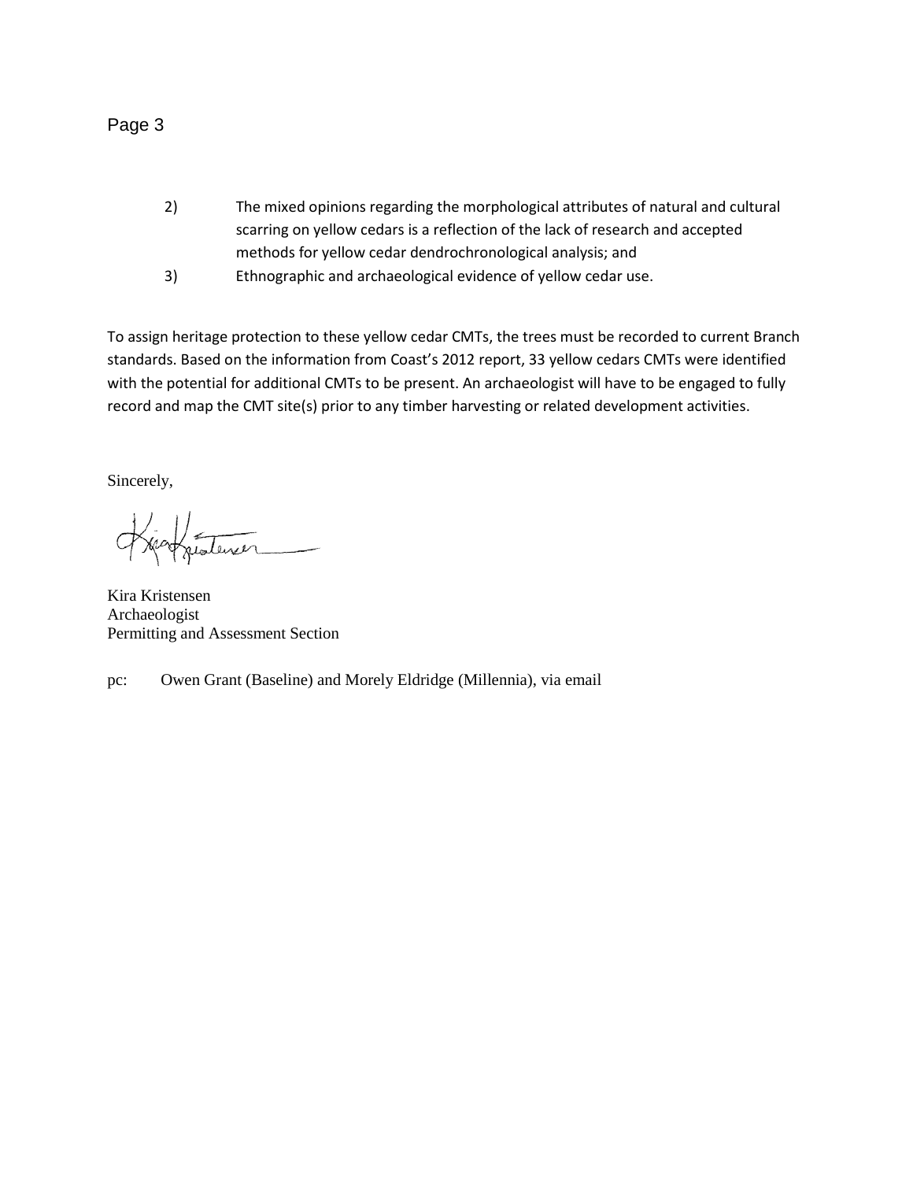2) The mixed opinions regarding the morphological attributes of natural and cultural scarring on yellow cedars is a reflection of the lack of research and accepted methods for yellow cedar dendrochronological analysis; and

3) Ethnographic and archaeological evidence of yellow cedar use.

To assign heritage protection to these yellow cedar CMTs, the trees must be recorded to current Branch standards. Based on the information from Coast's 2012 report, 33 yellow cedars CMTs were identified with the potential for additional CMTs to be present. An archaeologist will have to be engaged to fully record and map the CMT site(s) prior to any timber harvesting or related development activities.

Sincerely,

Kira Kristensen
Archaeologist
Permitting and Assessment Section

pc: Owen Grant (Baseline) and Morely Eldridge (Millennia), via email